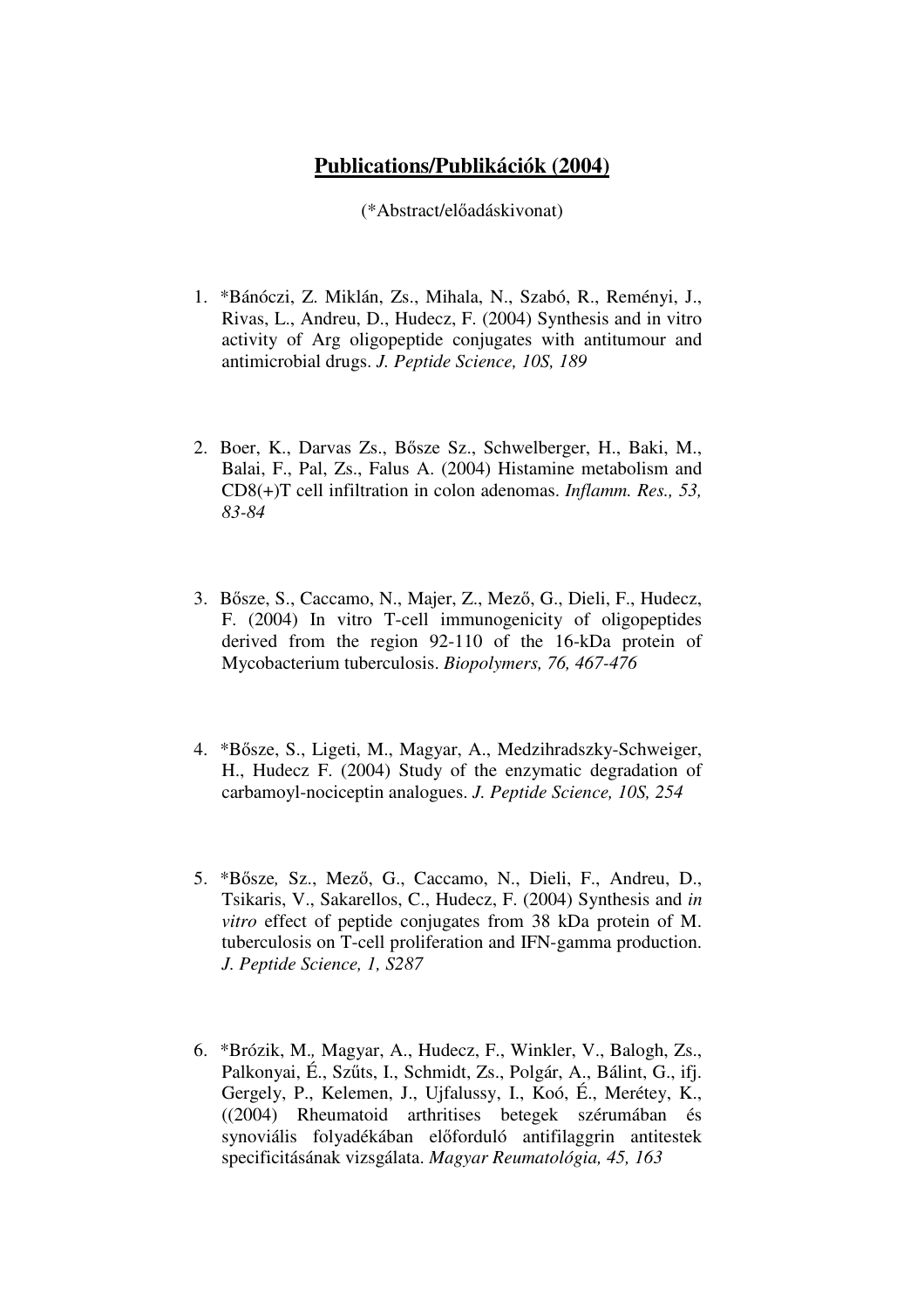# **Publications/Publikációk (2004)**

(*Abstract/előadáskivonat)

1. *Bánóczi, Z. Miklán, Zs., Mihala, N., Szabó, R., Reményi, J., Rivas, L., Andreu, D., Hudecz, F. (2004) Synthesis and in vitro activity of Arg oligopeptide conjugates with antitumour and antimicrobial drugs. *J. Peptide Science, 10S, 189*

2. Boer, K., Darvas Zs., Bősze Sz., Schwelberger, H., Baki, M., Balai, F., Pal, Zs., Falus A. (2004) Histamine metabolism and CD8(+)T cell infiltration in colon adenomas. *Inflamm. Res., 53, 83-84*

3. Bősze, S., Caccamo, N., Majer, Z., Mező, G., Dieli, F., Hudecz, F. (2004) In vitro T-cell immunogenicity of oligopeptides derived from the region 92-110 of the 16-kDa protein of Mycobacterium tuberculosis. *Biopolymers, 76, 467-476*

4. *Bősze, S., Ligeti, M., Magyar, A., Medzihradszky-Schweiger, H., Hudecz F. (2004) Study of the enzymatic degradation of carbamoyl-nociceptin analogues. *J. Peptide Science, 10S, 254*

5. *Bősze, Sz., Mező, G., Caccamo, N., Dieli, F., Andreu, D., Tsikaris, V., Sakarellos, C., Hudecz, F. (2004) Synthesis and *in vitro* effect of peptide conjugates from 38 kDa protein of M. tuberculosis on T-cell proliferation and IFN-gamma production. *J. Peptide Science, 1, S287*

6. *Brózik, M., Magyar, A., Hudecz, F., Winkler, V., Balogh, Zs., Palkonyai, É., Szűts, I., Schmidt, Zs., Polgár, A., Bálint, G., ifj. Gergely, P., Kelemen, J., Ujfalussy, I., Koó, É., Merétey, K., ((2004) Rheumatoid arthritises betegek szérumában és synoviális folyadékában előforduló antifilaggrin antitestek specificitásának vizsgálata. *Magyar Reumatológia, 45, 163*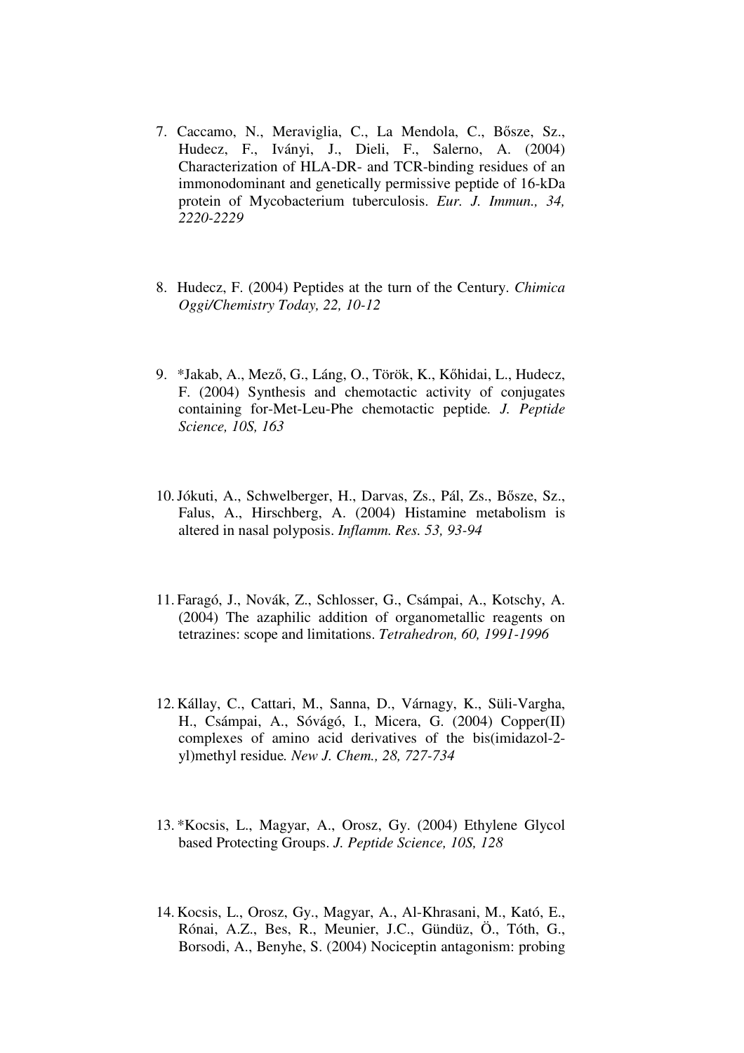7. Caccamo, N., Meraviglia, C., La Mendola, C., Bősze, Sz., Hudecz, F., Iványi, J., Dieli, F., Salerno, A. (2004) Characterization of HLA-DR- and TCR-binding residues of an immonodominant and genetically permissive peptide of 16-kDa protein of Mycobacterium tuberculosis. *Eur. J. Immun., 34, 2220-2229*

8. Hudecz, F. (2004) Peptides at the turn of the Century. *Chimica Oggi/Chemistry Today, 22, 10-12*

9. *Jakab, A., Mező, G., Láng, O., Török, K., Kőhidai, L., Hudecz, F. (2004) Synthesis and chemotactic activity of conjugates containing for-Met-Leu-Phe chemotactic peptide. *J. Peptide Science, 10S, 163*

10. Jókuti, A., Schwelberger, H., Darvas, Zs., Pál, Zs., Bősze, Sz., Falus, A., Hirschberg, A. (2004) Histamine metabolism is altered in nasal polyposis. *Inflamm. Res. 53, 93-94*

11. Faragó, J., Novák, Z., Schlosser, G., Csámpai, A., Kotschy, A. (2004) The azaphilic addition of organometallic reagents on tetrazines: scope and limitations. *Tetrahedron, 60, 1991-1996*

12. Kállay, C., Cattari, M., Sanna, D., Várnagy, K., Süli-Vargha, H., Csámpai, A., Sóvágó, I., Micera, G. (2004) Copper(II) complexes of amino acid derivatives of the bis(imidazol-2-yl)methyl residue. *New J. Chem., 28, 727-734*

13. *Kocsis, L., Magyar, A., Orosz, Gy. (2004) Ethylene Glycol based Protecting Groups. *J. Peptide Science, 10S, 128*

14. Kocsis, L., Orosz, Gy., Magyar, A., Al-Khrasani, M., Kató, E., Rónai, A.Z., Bes, R., Meunier, J.C., Gündüz, Ö., Tóth, G., Borsodi, A., Benyhe, S. (2004) Nociceptin antagonism: probing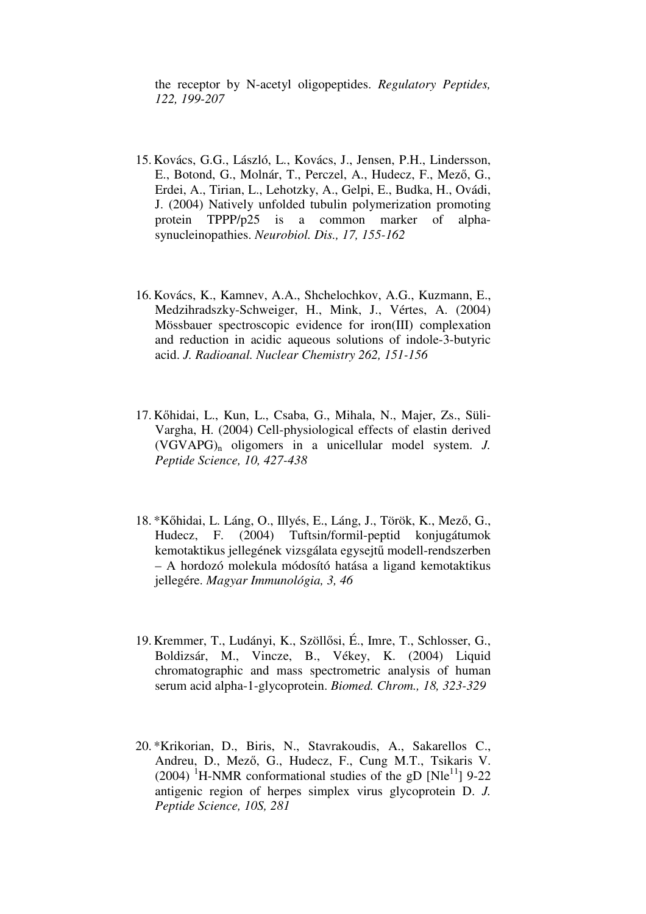the receptor by N-acetyl oligopeptides. *Regulatory Peptides, 122, 199-207*

15. Kovács, G.G., László, L., Kovács, J., Jensen, P.H., Lindersson, E., Botond, G., Molnár, T., Perczel, A., Hudecz, F., Mező, G., Erdei, A., Tirian, L., Lehotzky, A., Gelpi, E., Budka, H., Ovádi, J. (2004) Natively unfolded tubulin polymerization promoting protein TPPP/p25 is a common marker of alpha-synucleinopathies. *Neurobiol. Dis., 17, 155-162*

16. Kovács, K., Kamnev, A.A., Shchelochkov, A.G., Kuzmann, E., Medzihradszky-Schweiger, H., Mink, J., Vértes, A. (2004) Mössbauer spectroscopic evidence for iron(III) complexation and reduction in acidic aqueous solutions of indole-3-butyric acid. *J. Radioanal. Nuclear Chemistry 262, 151-156*

17. Kőhidai, L., Kun, L., Csaba, G., Mihala, N., Majer, Zs., Süli-Vargha, H. (2004) Cell-physiological effects of elastin derived $(VGVAPG)_n$ oligomers in a unicellular model system. *J. Peptide Science, 10, 427-438*

18. *Kőhidai, L. Láng, O., Illyés, E., Láng, J., Török, K., Mező, G., Hudecz, F. (2004) Tuftsin/formil-peptid konjugátumok kemotaktikus jellegének vizsgálata egysejtű modell-rendszerben – A hordozó molekula módosító hatása a ligand kemotaktikus jellegére. *Magyar Immunológia, 3, 46*

19. Kremmer, T., Ludányi, K., Szöllősi, É., Imre, T., Schlosser, G., Boldizsár, M., Vincze, B., Vékey, K. (2004) Liquid chromatographic and mass spectrometric analysis of human serum acid alpha-1-glycoprotein. *Biomed. Chrom., 18, 323-329*

20. *Krikorian, D., Biris, N., Stavrakoudis, A., Sakarellos C., Andreu, D., Mező, G., Hudecz, F., Cung M.T., Tsikaris V. (2004) $^{1}$H-NMR conformational studies of the gD [$Nle^{11}$] 9-22 antigenic region of herpes simplex virus glycoprotein D. *J. Peptide Science, 10S, 281*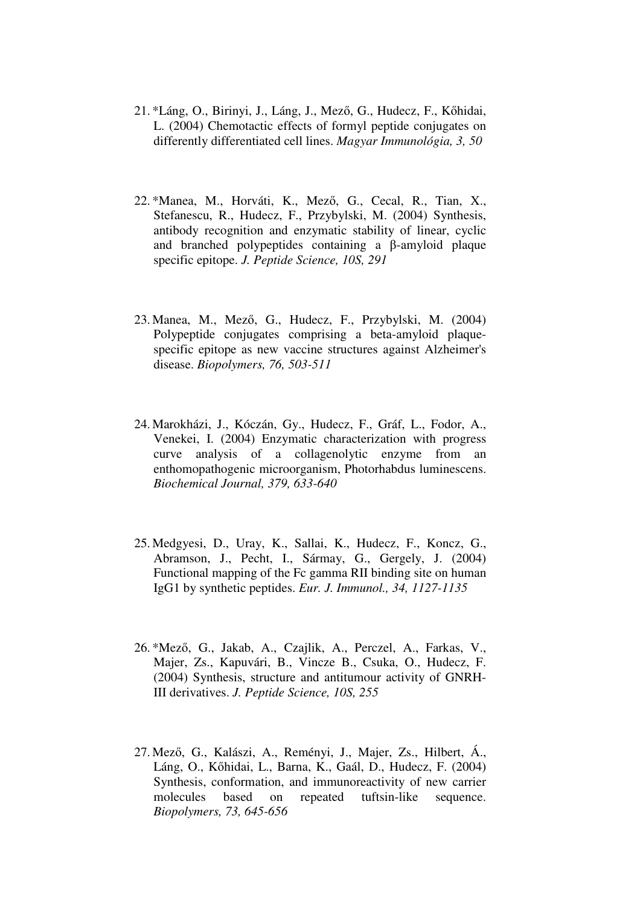21. *Láng, O., Birinyi, J., Láng, J., Mező, G., Hudecz, F., Kőhidai, L. (2004) Chemotactic effects of formyl peptide conjugates on differently differentiated cell lines. *Magyar Immunológia, 3, 50*

22. *Manea, M., Horváti, K., Mező, G., Cecal, R., Tian, X., Stefanescu, R., Hudecz, F., Przybylski, M. (2004) Synthesis, antibody recognition and enzymatic stability of linear, cyclic and branched polypeptides containing a β-amyloid plaque specific epitope. *J. Peptide Science, 10S, 291*

23. Manea, M., Mező, G., Hudecz, F., Przybylski, M. (2004) Polypeptide conjugates comprising a beta-amyloid plaque-specific epitope as new vaccine structures against Alzheimer's disease. *Biopolymers, 76, 503-511*

24. Marokházi, J., Kóczán, Gy., Hudecz, F., Gráf, L., Fodor, A., Venekei, I. (2004) Enzymatic characterization with progress curve analysis of a collagenolytic enzyme from an enthomopathogenic microorganism, Photorhabdus luminescens. *Biochemical Journal, 379, 633-640*

25. Medgyesi, D., Uray, K., Sallai, K., Hudecz, F., Koncz, G., Abramson, J., Pecht, I., Sármay, G., Gergely, J. (2004) Functional mapping of the Fc gamma RII binding site on human IgG1 by synthetic peptides. *Eur. J. Immunol., 34, 1127-1135*

26. *Mező, G., Jakab, A., Czajlik, A., Perczel, A., Farkas, V., Majer, Zs., Kapuvári, B., Vincze B., Csuka, O., Hudecz, F. (2004) Synthesis, structure and antitumour activity of GNRH-III derivatives. *J. Peptide Science, 10S, 255*

27. Mező, G., Kalászi, A., Reményi, J., Majer, Zs., Hilbert, Á., Láng, O., Kőhidai, L., Barna, K., Gaál, D., Hudecz, F. (2004) Synthesis, conformation, and immunoreactivity of new carrier molecules based on repeated tuftsin-like sequence. *Biopolymers, 73, 645-656*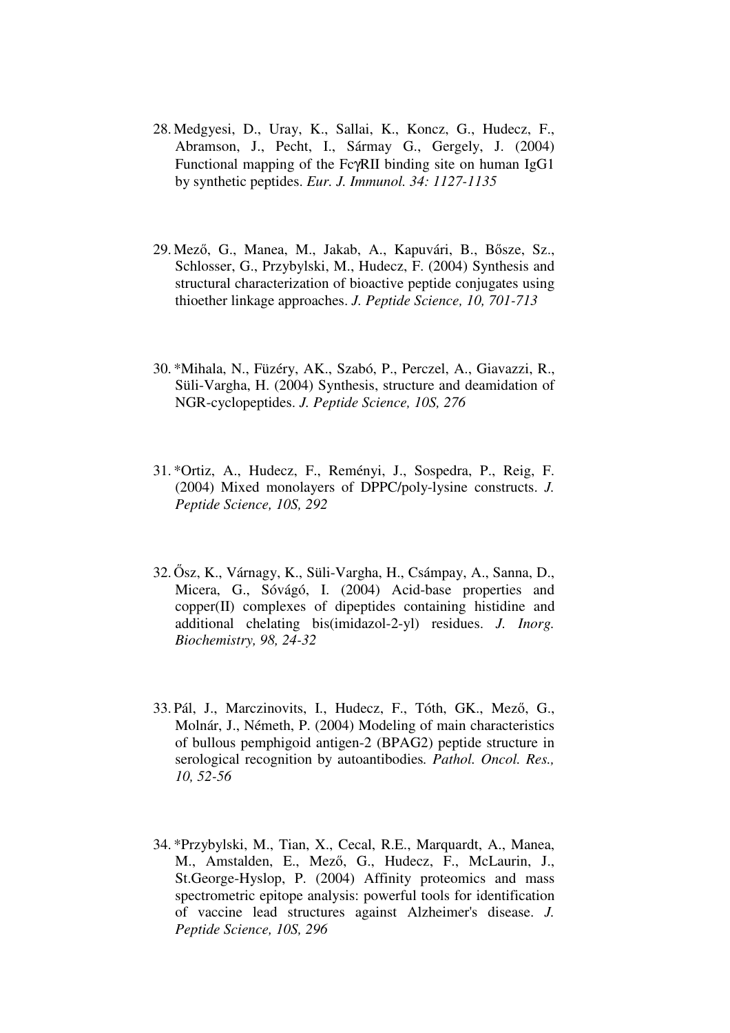28. Medgyesi, D., Uray, K., Sallai, K., Koncz, G., Hudecz, F., Abramson, J., Pecht, I., Sármay G., Gergely, J. (2004) Functional mapping of the FcγRII binding site on human IgG1 by synthetic peptides. *Eur. J. Immunol. 34: 1127-1135*

29. Mező, G., Manea, M., Jakab, A., Kapuvári, B., Bősze, Sz., Schlosser, G., Przybylski, M., Hudecz, F. (2004) Synthesis and structural characterization of bioactive peptide conjugates using thioether linkage approaches. *J. Peptide Science, 10, 701-713*

30. *Mihala, N., Füzéry, AK., Szabó, P., Perczel, A., Giavazzi, R., Süli-Vargha, H. (2004) Synthesis, structure and deamidation of NGR-cyclopeptides. *J. Peptide Science, 10S, 276*

31. *Ortiz, A., Hudecz, F., Reményi, J., Sospedra, P., Reig, F. (2004) Mixed monolayers of DPPC/poly-lysine constructs. *J. Peptide Science, 10S, 292*

32. Ősz, K., Várnagy, K., Süli-Vargha, H., Csámpay, A., Sanna, D., Micera, G., Sóvágó, I. (2004) Acid-base properties and copper(II) complexes of dipeptides containing histidine and additional chelating bis(imidazol-2-yl) residues. *J. Inorg. Biochemistry, 98, 24-32*

33. Pál, J., Marczinovits, I., Hudecz, F., Tóth, GK., Mező, G., Molnár, J., Németh, P. (2004) Modeling of main characteristics of bullous pemphigoid antigen-2 (BPAG2) peptide structure in serological recognition by autoantibodies. *Pathol. Oncol. Res., 10, 52-56*

34. *Przybylski, M., Tian, X., Cecal, R.E., Marquardt, A., Manea, M., Amstalden, E., Mező, G., Hudecz, F., McLaurin, J., St.George-Hyslop, P. (2004) Affinity proteomics and mass spectrometric epitope analysis: powerful tools for identification of vaccine lead structures against Alzheimer's disease. *J. Peptide Science, 10S, 296*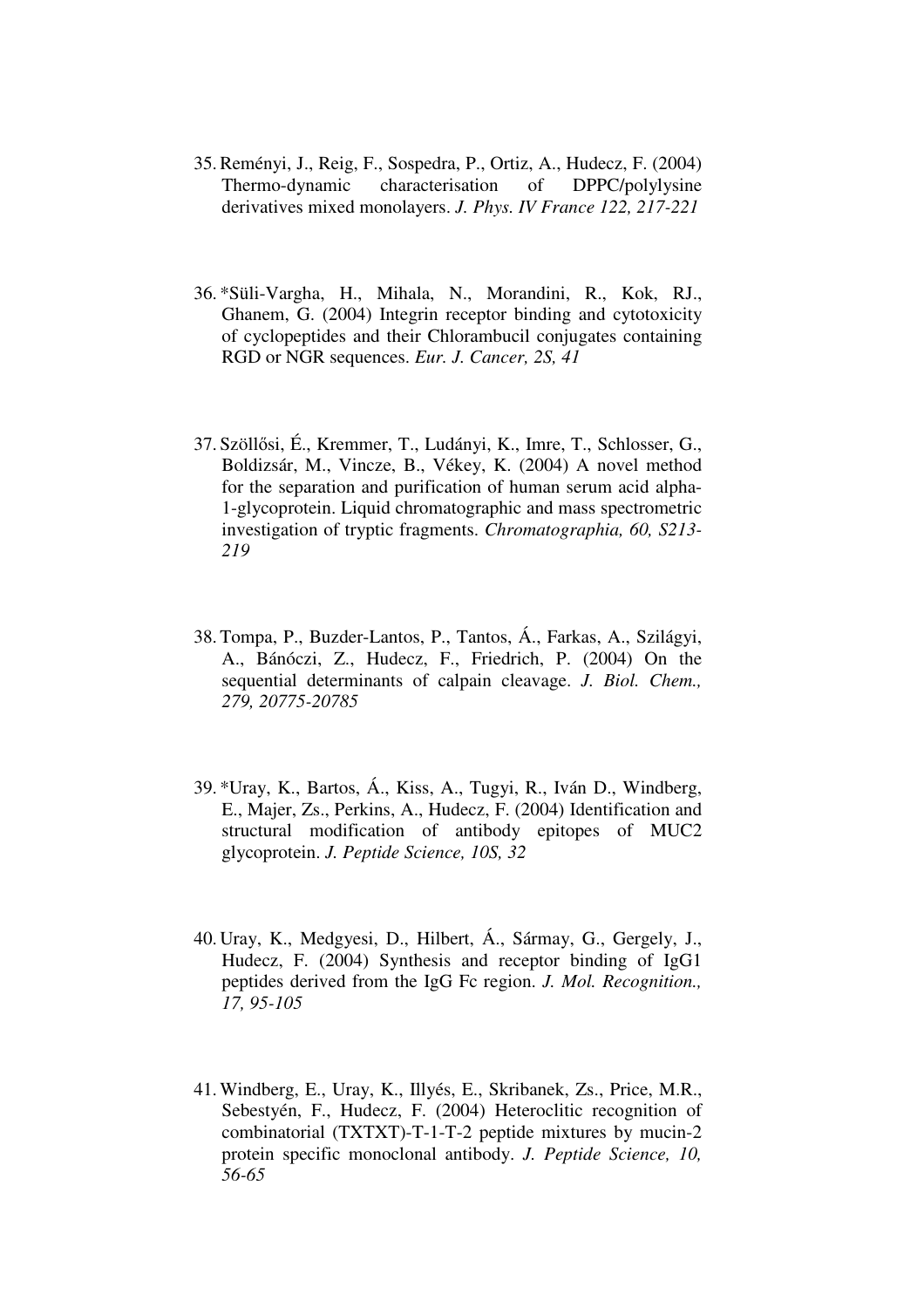35. Reményi, J., Reig, F., Sospedra, P., Ortiz, A., Hudecz, F. (2004) Thermo-dynamic characterisation of DPPC/polylysine derivatives mixed monolayers. *J. Phys. IV France 122, 217-221*

36. *Süli-Vargha, H., Mihala, N., Morandini, R., Kok, RJ., Ghanem, G. (2004) Integrin receptor binding and cytotoxicity of cyclopeptides and their Chlorambucil conjugates containing RGD or NGR sequences. *Eur. J. Cancer, 2S, 41*

37. Szöllősi, É., Kremmer, T., Ludányi, K., Imre, T., Schlosser, G., Boldizsár, M., Vincze, B., Vékey, K. (2004) A novel method for the separation and purification of human serum acid alpha-1-glycoprotein. Liquid chromatographic and mass spectrometric investigation of tryptic fragments. *Chromatographia, 60, S213-219*

38. Tompa, P., Buzder-Lantos, P., Tantos, Á., Farkas, A., Szilágyi, A., Bánóczi, Z., Hudecz, F., Friedrich, P. (2004) On the sequential determinants of calpain cleavage. *J. Biol. Chem., 279, 20775-20785*

39. *Uray, K., Bartos, Á., Kiss, A., Tugyi, R., Iván D., Windberg, E., Majer, Zs., Perkins, A., Hudecz, F. (2004) Identification and structural modification of antibody epitopes of MUC2 glycoprotein. *J. Peptide Science, 10S, 32*

40. Uray, K., Medgyesi, D., Hilbert, Á., Sármay, G., Gergely, J., Hudecz, F. (2004) Synthesis and receptor binding of IgG1 peptides derived from the IgG Fc region. *J. Mol. Recognition., 17, 95-105*

41. Windberg, E., Uray, K., Illyés, E., Skribanek, Zs., Price, M.R., Sebestyén, F., Hudecz, F. (2004) Heteroclitic recognition of combinatorial (TXTXT)-T-1-T-2 peptide mixtures by mucin-2 protein specific monoclonal antibody. *J. Peptide Science, 10, 56-65*